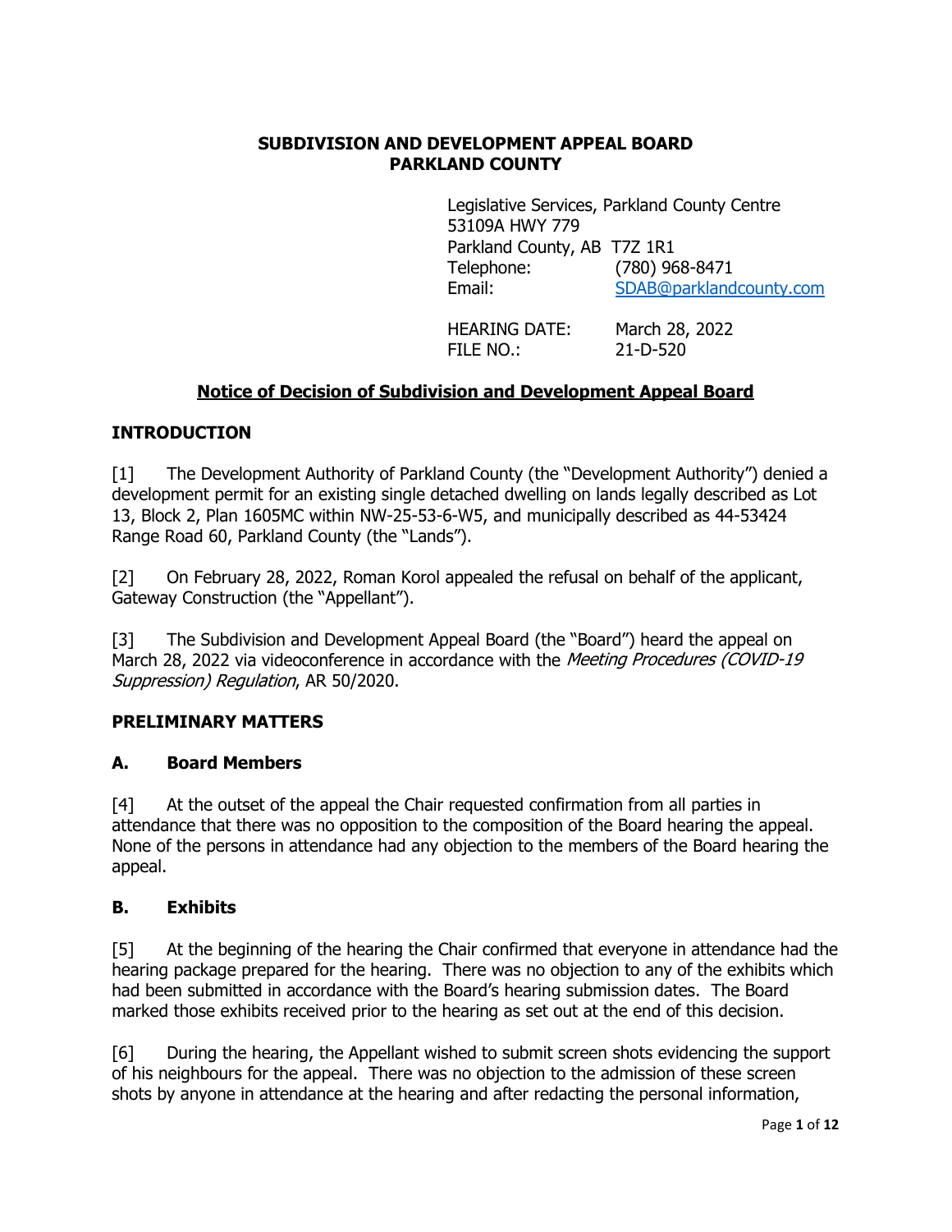**SUBDIVISION AND DEVELOPMENT APPEAL BOARD**
**PARKLAND COUNTY**

Legislative Services, Parkland County Centre
53109A HWY 779
Parkland County, AB T7Z 1R1
Telephone: (780) 968-8471
Email: SDAB@parklandcounty.com

HEARING DATE: March 28, 2022
FILE NO.: 21-D-520

## Notice of Decision of Subdivision and Development Appeal Board

### INTRODUCTION

[1] The Development Authority of Parkland County (the "Development Authority") denied a development permit for an existing single detached dwelling on lands legally described as Lot 13, Block 2, Plan 1605MC within NW-25-53-6-W5, and municipally described as 44-53424 Range Road 60, Parkland County (the "Lands").

[2] On February 28, 2022, Roman Korol appealed the refusal on behalf of the applicant, Gateway Construction (the "Appellant").

[3] The Subdivision and Development Appeal Board (the "Board") heard the appeal on March 28, 2022 via videoconference in accordance with the *Meeting Procedures (COVID-19 Suppression) Regulation*, AR 50/2020.

### PRELIMINARY MATTERS

#### A. Board Members

[4] At the outset of the appeal the Chair requested confirmation from all parties in attendance that there was no opposition to the composition of the Board hearing the appeal. None of the persons in attendance had any objection to the members of the Board hearing the appeal.

#### B. Exhibits

[5] At the beginning of the hearing the Chair confirmed that everyone in attendance had the hearing package prepared for the hearing. There was no objection to any of the exhibits which had been submitted in accordance with the Board's hearing submission dates. The Board marked those exhibits received prior to the hearing as set out at the end of this decision.

[6] During the hearing, the Appellant wished to submit screen shots evidencing the support of his neighbours for the appeal. There was no objection to the admission of these screen shots by anyone in attendance at the hearing and after redacting the personal information,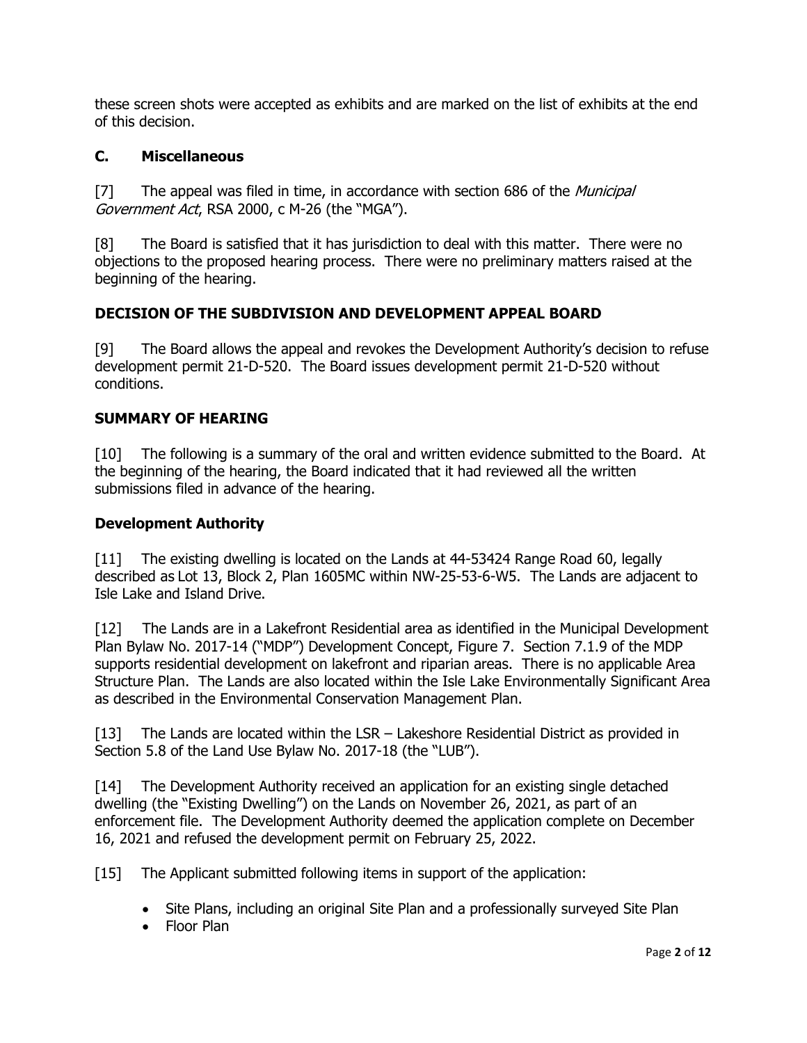these screen shots were accepted as exhibits and are marked on the list of exhibits at the end of this decision.

### C. Miscellaneous

[7] The appeal was filed in time, in accordance with section 686 of the *Municipal Government Act*, RSA 2000, c M-26 (the "MGA").

[8] The Board is satisfied that it has jurisdiction to deal with this matter. There were no objections to the proposed hearing process. There were no preliminary matters raised at the beginning of the hearing.

## DECISION OF THE SUBDIVISION AND DEVELOPMENT APPEAL BOARD

[9] The Board allows the appeal and revokes the Development Authority's decision to refuse development permit 21-D-520. The Board issues development permit 21-D-520 without conditions.

## SUMMARY OF HEARING

[10] The following is a summary of the oral and written evidence submitted to the Board. At the beginning of the hearing, the Board indicated that it had reviewed all the written submissions filed in advance of the hearing.

### Development Authority

[11] The existing dwelling is located on the Lands at 44-53424 Range Road 60, legally described as Lot 13, Block 2, Plan 1605MC within NW-25-53-6-W5. The Lands are adjacent to Isle Lake and Island Drive.

[12] The Lands are in a Lakefront Residential area as identified in the Municipal Development Plan Bylaw No. 2017-14 ("MDP") Development Concept, Figure 7. Section 7.1.9 of the MDP supports residential development on lakefront and riparian areas. There is no applicable Area Structure Plan. The Lands are also located within the Isle Lake Environmentally Significant Area as described in the Environmental Conservation Management Plan.

[13] The Lands are located within the LSR – Lakeshore Residential District as provided in Section 5.8 of the Land Use Bylaw No. 2017-18 (the "LUB").

[14] The Development Authority received an application for an existing single detached dwelling (the "Existing Dwelling") on the Lands on November 26, 2021, as part of an enforcement file. The Development Authority deemed the application complete on December 16, 2021 and refused the development permit on February 25, 2022.

[15] The Applicant submitted following items in support of the application:

- Site Plans, including an original Site Plan and a professionally surveyed Site Plan
- Floor Plan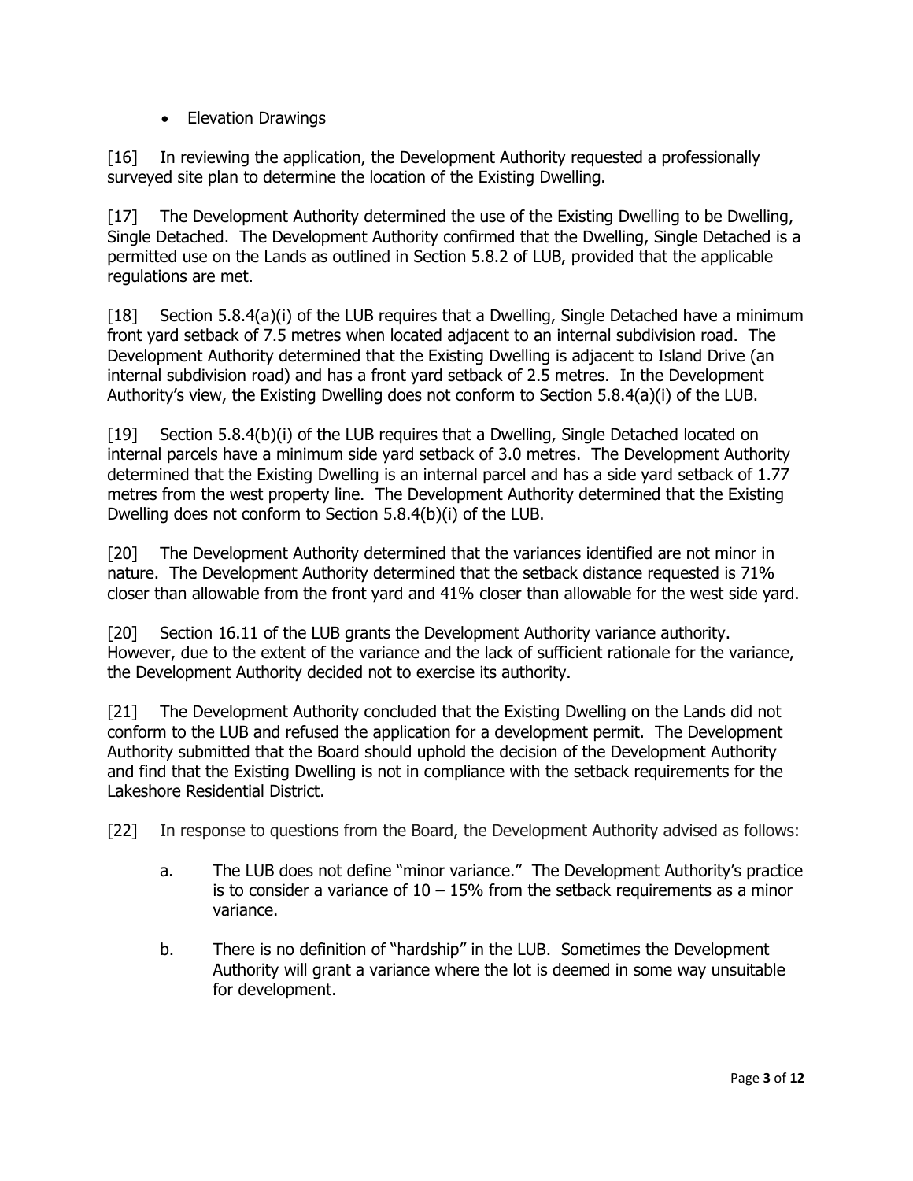- Elevation Drawings

[16] In reviewing the application, the Development Authority requested a professionally surveyed site plan to determine the location of the Existing Dwelling.

[17] The Development Authority determined the use of the Existing Dwelling to be Dwelling, Single Detached. The Development Authority confirmed that the Dwelling, Single Detached is a permitted use on the Lands as outlined in Section 5.8.2 of LUB, provided that the applicable regulations are met.

[18] Section 5.8.4(a)(i) of the LUB requires that a Dwelling, Single Detached have a minimum front yard setback of 7.5 metres when located adjacent to an internal subdivision road. The Development Authority determined that the Existing Dwelling is adjacent to Island Drive (an internal subdivision road) and has a front yard setback of 2.5 metres. In the Development Authority's view, the Existing Dwelling does not conform to Section 5.8.4(a)(i) of the LUB.

[19] Section 5.8.4(b)(i) of the LUB requires that a Dwelling, Single Detached located on internal parcels have a minimum side yard setback of 3.0 metres. The Development Authority determined that the Existing Dwelling is an internal parcel and has a side yard setback of 1.77 metres from the west property line. The Development Authority determined that the Existing Dwelling does not conform to Section 5.8.4(b)(i) of the LUB.

[20] The Development Authority determined that the variances identified are not minor in nature. The Development Authority determined that the setback distance requested is 71% closer than allowable from the front yard and 41% closer than allowable for the west side yard.

[20] Section 16.11 of the LUB grants the Development Authority variance authority. However, due to the extent of the variance and the lack of sufficient rationale for the variance, the Development Authority decided not to exercise its authority.

[21] The Development Authority concluded that the Existing Dwelling on the Lands did not conform to the LUB and refused the application for a development permit. The Development Authority submitted that the Board should uphold the decision of the Development Authority and find that the Existing Dwelling is not in compliance with the setback requirements for the Lakeshore Residential District.

[22] In response to questions from the Board, the Development Authority advised as follows:

a. The LUB does not define "minor variance." The Development Authority's practice is to consider a variance of 10 – 15% from the setback requirements as a minor variance.

b. There is no definition of "hardship" in the LUB. Sometimes the Development Authority will grant a variance where the lot is deemed in some way unsuitable for development.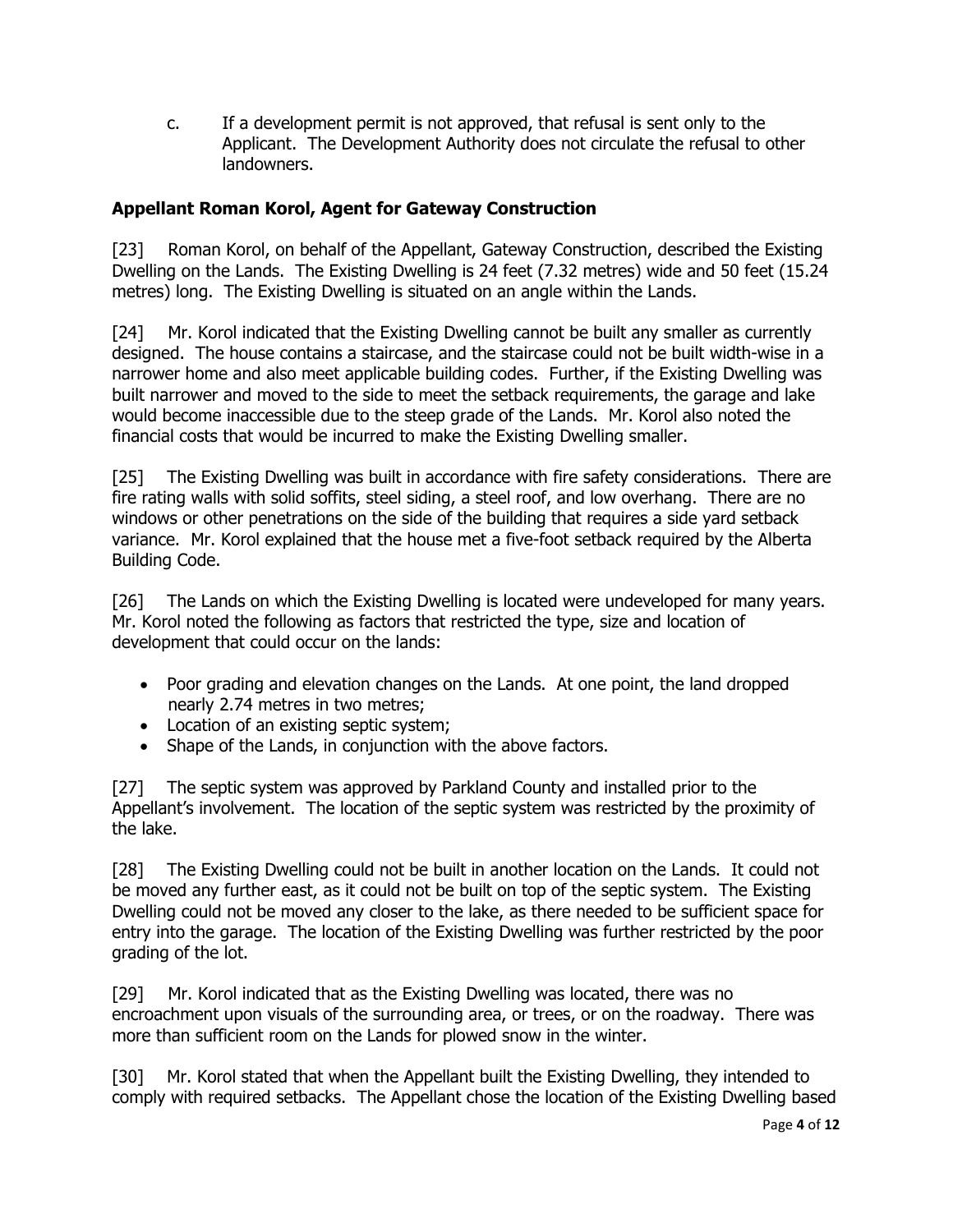c. If a development permit is not approved, that refusal is sent only to the Applicant. The Development Authority does not circulate the refusal to other landowners.

### Appellant Roman Korol, Agent for Gateway Construction

[23] Roman Korol, on behalf of the Appellant, Gateway Construction, described the Existing Dwelling on the Lands. The Existing Dwelling is 24 feet (7.32 metres) wide and 50 feet (15.24 metres) long. The Existing Dwelling is situated on an angle within the Lands.

[24] Mr. Korol indicated that the Existing Dwelling cannot be built any smaller as currently designed. The house contains a staircase, and the staircase could not be built width-wise in a narrower home and also meet applicable building codes. Further, if the Existing Dwelling was built narrower and moved to the side to meet the setback requirements, the garage and lake would become inaccessible due to the steep grade of the Lands. Mr. Korol also noted the financial costs that would be incurred to make the Existing Dwelling smaller.

[25] The Existing Dwelling was built in accordance with fire safety considerations. There are fire rating walls with solid soffits, steel siding, a steel roof, and low overhang. There are no windows or other penetrations on the side of the building that requires a side yard setback variance. Mr. Korol explained that the house met a five-foot setback required by the Alberta Building Code.

[26] The Lands on which the Existing Dwelling is located were undeveloped for many years. Mr. Korol noted the following as factors that restricted the type, size and location of development that could occur on the lands:

- Poor grading and elevation changes on the Lands. At one point, the land dropped nearly 2.74 metres in two metres;
- Location of an existing septic system;
- Shape of the Lands, in conjunction with the above factors.

[27] The septic system was approved by Parkland County and installed prior to the Appellant's involvement. The location of the septic system was restricted by the proximity of the lake.

[28] The Existing Dwelling could not be built in another location on the Lands. It could not be moved any further east, as it could not be built on top of the septic system. The Existing Dwelling could not be moved any closer to the lake, as there needed to be sufficient space for entry into the garage. The location of the Existing Dwelling was further restricted by the poor grading of the lot.

[29] Mr. Korol indicated that as the Existing Dwelling was located, there was no encroachment upon visuals of the surrounding area, or trees, or on the roadway. There was more than sufficient room on the Lands for plowed snow in the winter.

[30] Mr. Korol stated that when the Appellant built the Existing Dwelling, they intended to comply with required setbacks. The Appellant chose the location of the Existing Dwelling based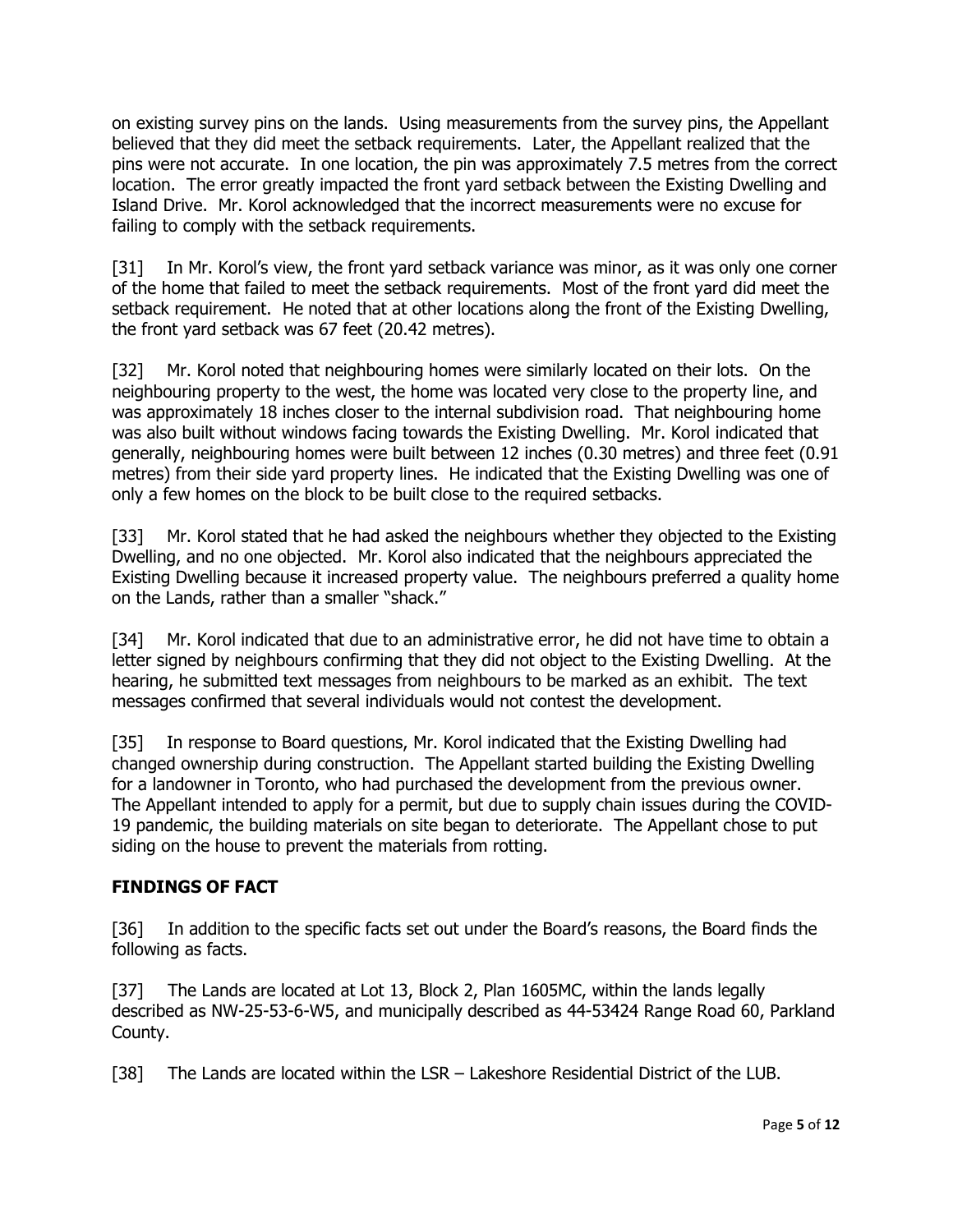on existing survey pins on the lands. Using measurements from the survey pins, the Appellant believed that they did meet the setback requirements. Later, the Appellant realized that the pins were not accurate. In one location, the pin was approximately 7.5 metres from the correct location. The error greatly impacted the front yard setback between the Existing Dwelling and Island Drive. Mr. Korol acknowledged that the incorrect measurements were no excuse for failing to comply with the setback requirements.

[31] In Mr. Korol's view, the front yard setback variance was minor, as it was only one corner of the home that failed to meet the setback requirements. Most of the front yard did meet the setback requirement. He noted that at other locations along the front of the Existing Dwelling, the front yard setback was 67 feet (20.42 metres).

[32] Mr. Korol noted that neighbouring homes were similarly located on their lots. On the neighbouring property to the west, the home was located very close to the property line, and was approximately 18 inches closer to the internal subdivision road. That neighbouring home was also built without windows facing towards the Existing Dwelling. Mr. Korol indicated that generally, neighbouring homes were built between 12 inches (0.30 metres) and three feet (0.91 metres) from their side yard property lines. He indicated that the Existing Dwelling was one of only a few homes on the block to be built close to the required setbacks.

[33] Mr. Korol stated that he had asked the neighbours whether they objected to the Existing Dwelling, and no one objected. Mr. Korol also indicated that the neighbours appreciated the Existing Dwelling because it increased property value. The neighbours preferred a quality home on the Lands, rather than a smaller "shack."

[34] Mr. Korol indicated that due to an administrative error, he did not have time to obtain a letter signed by neighbours confirming that they did not object to the Existing Dwelling. At the hearing, he submitted text messages from neighbours to be marked as an exhibit. The text messages confirmed that several individuals would not contest the development.

[35] In response to Board questions, Mr. Korol indicated that the Existing Dwelling had changed ownership during construction. The Appellant started building the Existing Dwelling for a landowner in Toronto, who had purchased the development from the previous owner. The Appellant intended to apply for a permit, but due to supply chain issues during the COVID-19 pandemic, the building materials on site began to deteriorate. The Appellant chose to put siding on the house to prevent the materials from rotting.

## FINDINGS OF FACT

[36] In addition to the specific facts set out under the Board's reasons, the Board finds the following as facts.

[37] The Lands are located at Lot 13, Block 2, Plan 1605MC, within the lands legally described as NW-25-53-6-W5, and municipally described as 44-53424 Range Road 60, Parkland County.

[38] The Lands are located within the LSR – Lakeshore Residential District of the LUB.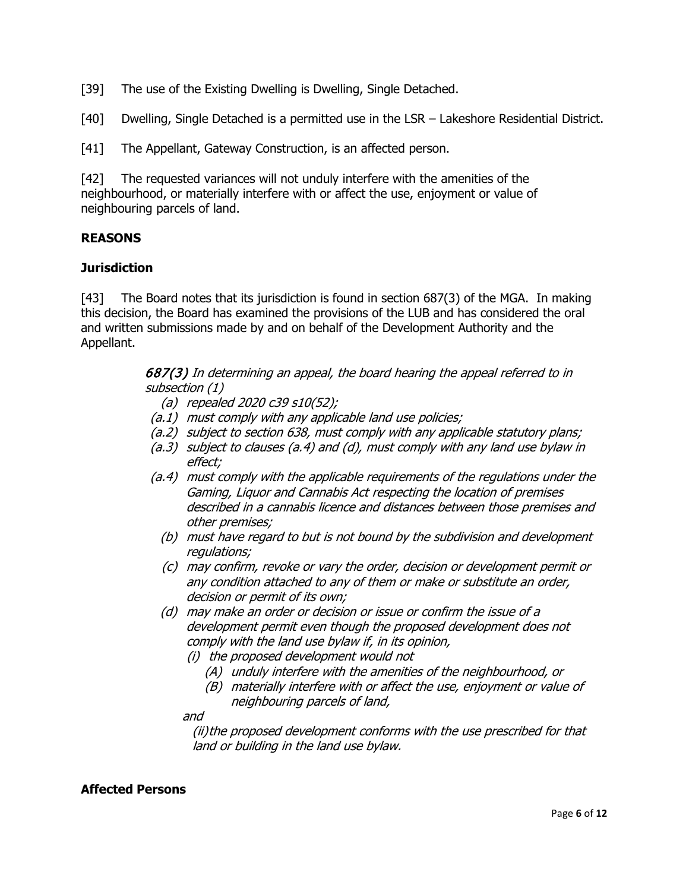[39] The use of the Existing Dwelling is Dwelling, Single Detached.

[40] Dwelling, Single Detached is a permitted use in the LSR – Lakeshore Residential District.

[41] The Appellant, Gateway Construction, is an affected person.

[42] The requested variances will not unduly interfere with the amenities of the neighbourhood, or materially interfere with or affect the use, enjoyment or value of neighbouring parcels of land.

## REASONS

### Jurisdiction

[43] The Board notes that its jurisdiction is found in section 687(3) of the MGA. In making this decision, the Board has examined the provisions of the LUB and has considered the oral and written submissions made by and on behalf of the Development Authority and the Appellant.

> ***687(3)*** *In determining an appeal, the board hearing the appeal referred to in subsection (1)*
>
> *(a) repealed 2020 c39 s10(52);*
>
> *(a.1) must comply with any applicable land use policies;*
>
> *(a.2) subject to section 638, must comply with any applicable statutory plans;*
>
> *(a.3) subject to clauses (a.4) and (d), must comply with any land use bylaw in effect;*
>
> *(a.4) must comply with the applicable requirements of the regulations under the Gaming, Liquor and Cannabis Act respecting the location of premises described in a cannabis licence and distances between those premises and other premises;*
>
> *(b) must have regard to but is not bound by the subdivision and development regulations;*
>
> *(c) may confirm, revoke or vary the order, decision or development permit or any condition attached to any of them or make or substitute an order, decision or permit of its own;*
>
> *(d) may make an order or decision or issue or confirm the issue of a development permit even though the proposed development does not comply with the land use bylaw if, in its opinion,*
>
> *(i) the proposed development would not*
>
> *(A) unduly interfere with the amenities of the neighbourhood, or*
>
> *(B) materially interfere with or affect the use, enjoyment or value of neighbouring parcels of land,*
>
> *and*
>
> *(ii) the proposed development conforms with the use prescribed for that land or building in the land use bylaw.*

### Affected Persons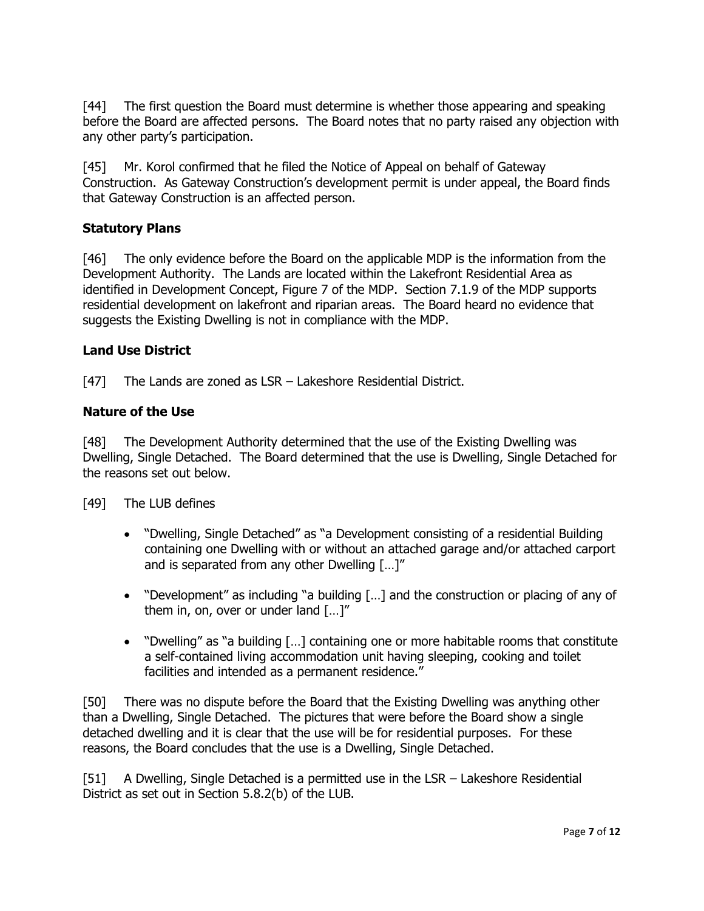[44] The first question the Board must determine is whether those appearing and speaking before the Board are affected persons. The Board notes that no party raised any objection with any other party's participation.

[45] Mr. Korol confirmed that he filed the Notice of Appeal on behalf of Gateway Construction. As Gateway Construction's development permit is under appeal, the Board finds that Gateway Construction is an affected person.

### Statutory Plans

[46] The only evidence before the Board on the applicable MDP is the information from the Development Authority. The Lands are located within the Lakefront Residential Area as identified in Development Concept, Figure 7 of the MDP. Section 7.1.9 of the MDP supports residential development on lakefront and riparian areas. The Board heard no evidence that suggests the Existing Dwelling is not in compliance with the MDP.

### Land Use District

[47] The Lands are zoned as LSR – Lakeshore Residential District.

### Nature of the Use

[48] The Development Authority determined that the use of the Existing Dwelling was Dwelling, Single Detached. The Board determined that the use is Dwelling, Single Detached for the reasons set out below.

[49] The LUB defines

- "Dwelling, Single Detached" as "a Development consisting of a residential Building containing one Dwelling with or without an attached garage and/or attached carport and is separated from any other Dwelling […]"
- "Development" as including "a building […] and the construction or placing of any of them in, on, over or under land […]"
- "Dwelling" as "a building […] containing one or more habitable rooms that constitute a self-contained living accommodation unit having sleeping, cooking and toilet facilities and intended as a permanent residence."

[50] There was no dispute before the Board that the Existing Dwelling was anything other than a Dwelling, Single Detached. The pictures that were before the Board show a single detached dwelling and it is clear that the use will be for residential purposes. For these reasons, the Board concludes that the use is a Dwelling, Single Detached.

[51] A Dwelling, Single Detached is a permitted use in the LSR – Lakeshore Residential District as set out in Section 5.8.2(b) of the LUB.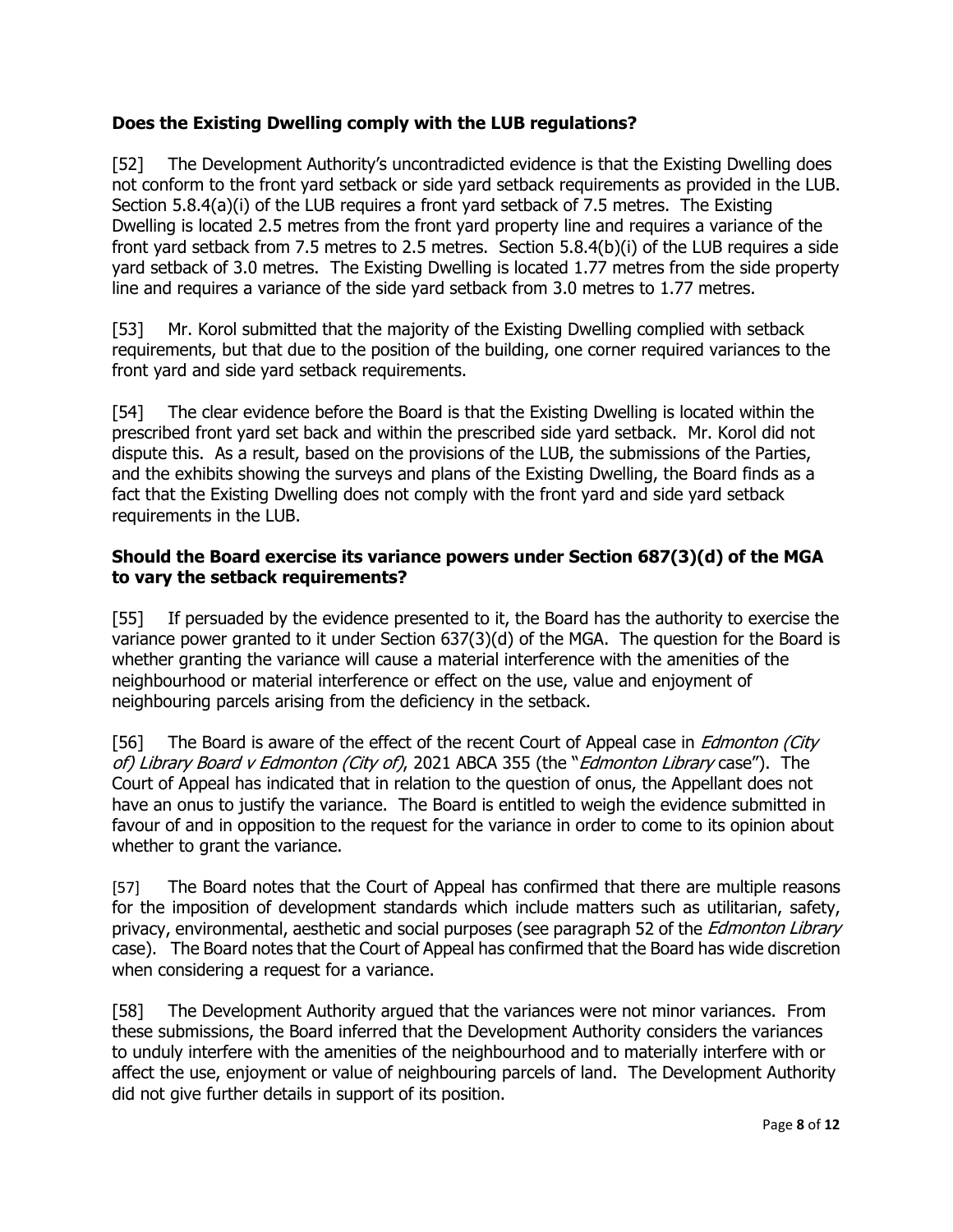**Does the Existing Dwelling comply with the LUB regulations?**

[52] The Development Authority's uncontradicted evidence is that the Existing Dwelling does not conform to the front yard setback or side yard setback requirements as provided in the LUB. Section 5.8.4(a)(i) of the LUB requires a front yard setback of 7.5 metres. The Existing Dwelling is located 2.5 metres from the front yard property line and requires a variance of the front yard setback from 7.5 metres to 2.5 metres. Section 5.8.4(b)(i) of the LUB requires a side yard setback of 3.0 metres. The Existing Dwelling is located 1.77 metres from the side property line and requires a variance of the side yard setback from 3.0 metres to 1.77 metres.

[53] Mr. Korol submitted that the majority of the Existing Dwelling complied with setback requirements, but that due to the position of the building, one corner required variances to the front yard and side yard setback requirements.

[54] The clear evidence before the Board is that the Existing Dwelling is located within the prescribed front yard set back and within the prescribed side yard setback. Mr. Korol did not dispute this. As a result, based on the provisions of the LUB, the submissions of the Parties, and the exhibits showing the surveys and plans of the Existing Dwelling, the Board finds as a fact that the Existing Dwelling does not comply with the front yard and side yard setback requirements in the LUB.

**Should the Board exercise its variance powers under Section 687(3)(d) of the MGA to vary the setback requirements?**

[55] If persuaded by the evidence presented to it, the Board has the authority to exercise the variance power granted to it under Section 637(3)(d) of the MGA. The question for the Board is whether granting the variance will cause a material interference with the amenities of the neighbourhood or material interference or effect on the use, value and enjoyment of neighbouring parcels arising from the deficiency in the setback.

[56] The Board is aware of the effect of the recent Court of Appeal case in *Edmonton (City of) Library Board v Edmonton (City of)*, 2021 ABCA 355 (the "*Edmonton Library* case"). The Court of Appeal has indicated that in relation to the question of onus, the Appellant does not have an onus to justify the variance. The Board is entitled to weigh the evidence submitted in favour of and in opposition to the request for the variance in order to come to its opinion about whether to grant the variance.

[57] The Board notes that the Court of Appeal has confirmed that there are multiple reasons for the imposition of development standards which include matters such as utilitarian, safety, privacy, environmental, aesthetic and social purposes (see paragraph 52 of the *Edmonton Library* case). The Board notes that the Court of Appeal has confirmed that the Board has wide discretion when considering a request for a variance.

[58] The Development Authority argued that the variances were not minor variances. From these submissions, the Board inferred that the Development Authority considers the variances to unduly interfere with the amenities of the neighbourhood and to materially interfere with or affect the use, enjoyment or value of neighbouring parcels of land. The Development Authority did not give further details in support of its position.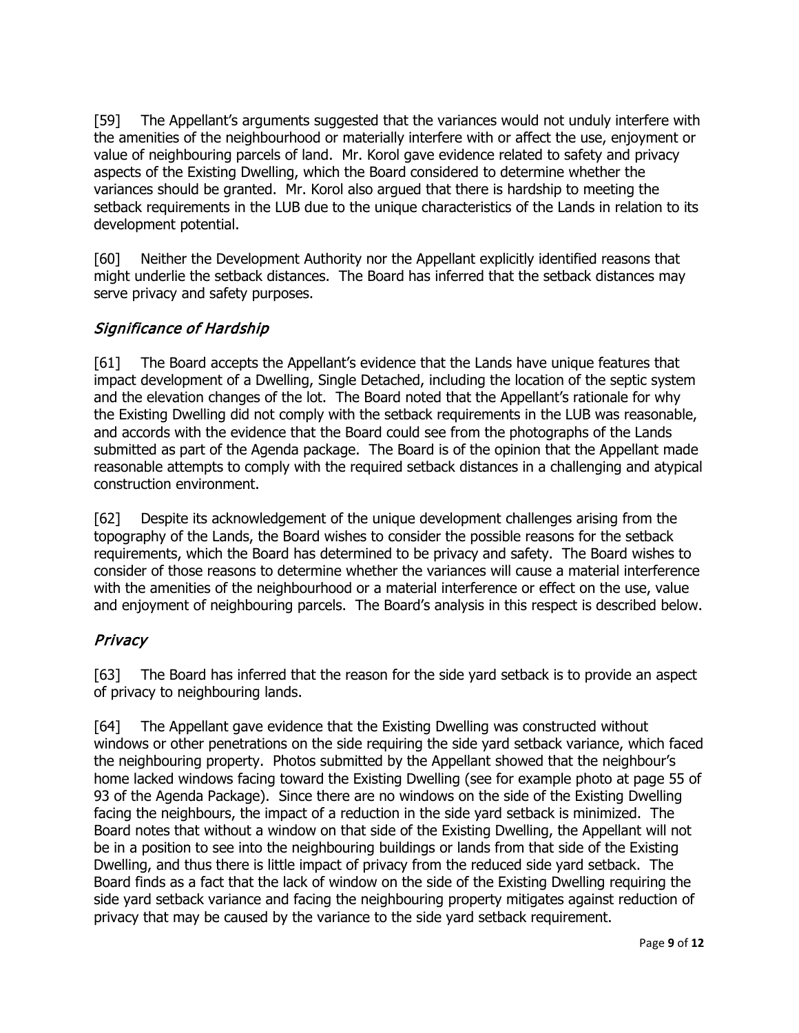[59] The Appellant's arguments suggested that the variances would not unduly interfere with the amenities of the neighbourhood or materially interfere with or affect the use, enjoyment or value of neighbouring parcels of land. Mr. Korol gave evidence related to safety and privacy aspects of the Existing Dwelling, which the Board considered to determine whether the variances should be granted. Mr. Korol also argued that there is hardship to meeting the setback requirements in the LUB due to the unique characteristics of the Lands in relation to its development potential.

[60] Neither the Development Authority nor the Appellant explicitly identified reasons that might underlie the setback distances. The Board has inferred that the setback distances may serve privacy and safety purposes.

## *Significance of Hardship*

[61] The Board accepts the Appellant's evidence that the Lands have unique features that impact development of a Dwelling, Single Detached, including the location of the septic system and the elevation changes of the lot. The Board noted that the Appellant's rationale for why the Existing Dwelling did not comply with the setback requirements in the LUB was reasonable, and accords with the evidence that the Board could see from the photographs of the Lands submitted as part of the Agenda package. The Board is of the opinion that the Appellant made reasonable attempts to comply with the required setback distances in a challenging and atypical construction environment.

[62] Despite its acknowledgement of the unique development challenges arising from the topography of the Lands, the Board wishes to consider the possible reasons for the setback requirements, which the Board has determined to be privacy and safety. The Board wishes to consider of those reasons to determine whether the variances will cause a material interference with the amenities of the neighbourhood or a material interference or effect on the use, value and enjoyment of neighbouring parcels. The Board's analysis in this respect is described below.

## *Privacy*

[63] The Board has inferred that the reason for the side yard setback is to provide an aspect of privacy to neighbouring lands.

[64] The Appellant gave evidence that the Existing Dwelling was constructed without windows or other penetrations on the side requiring the side yard setback variance, which faced the neighbouring property. Photos submitted by the Appellant showed that the neighbour's home lacked windows facing toward the Existing Dwelling (see for example photo at page 55 of 93 of the Agenda Package). Since there are no windows on the side of the Existing Dwelling facing the neighbours, the impact of a reduction in the side yard setback is minimized. The Board notes that without a window on that side of the Existing Dwelling, the Appellant will not be in a position to see into the neighbouring buildings or lands from that side of the Existing Dwelling, and thus there is little impact of privacy from the reduced side yard setback. The Board finds as a fact that the lack of window on the side of the Existing Dwelling requiring the side yard setback variance and facing the neighbouring property mitigates against reduction of privacy that may be caused by the variance to the side yard setback requirement.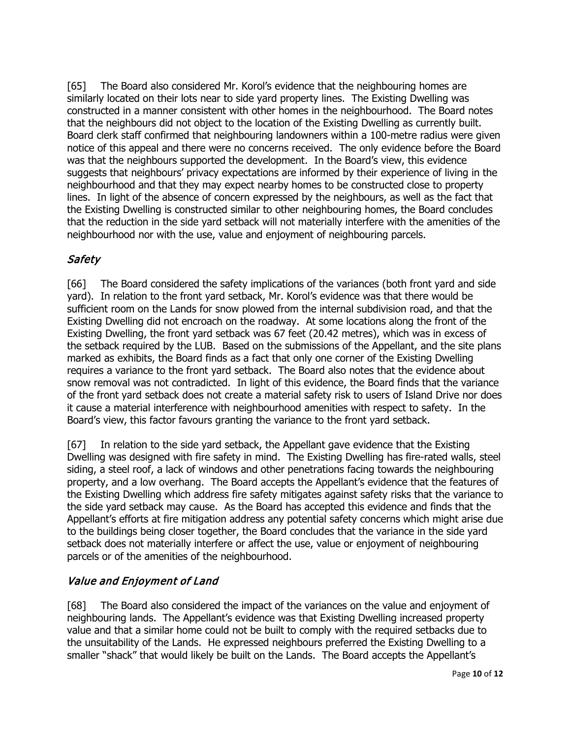[65] The Board also considered Mr. Korol's evidence that the neighbouring homes are similarly located on their lots near to side yard property lines. The Existing Dwelling was constructed in a manner consistent with other homes in the neighbourhood. The Board notes that the neighbours did not object to the location of the Existing Dwelling as currently built. Board clerk staff confirmed that neighbouring landowners within a 100-metre radius were given notice of this appeal and there were no concerns received. The only evidence before the Board was that the neighbours supported the development. In the Board's view, this evidence suggests that neighbours' privacy expectations are informed by their experience of living in the neighbourhood and that they may expect nearby homes to be constructed close to property lines. In light of the absence of concern expressed by the neighbours, as well as the fact that the Existing Dwelling is constructed similar to other neighbouring homes, the Board concludes that the reduction in the side yard setback will not materially interfere with the amenities of the neighbourhood nor with the use, value and enjoyment of neighbouring parcels.

### *Safety*

[66] The Board considered the safety implications of the variances (both front yard and side yard). In relation to the front yard setback, Mr. Korol's evidence was that there would be sufficient room on the Lands for snow plowed from the internal subdivision road, and that the Existing Dwelling did not encroach on the roadway. At some locations along the front of the Existing Dwelling, the front yard setback was 67 feet (20.42 metres), which was in excess of the setback required by the LUB. Based on the submissions of the Appellant, and the site plans marked as exhibits, the Board finds as a fact that only one corner of the Existing Dwelling requires a variance to the front yard setback. The Board also notes that the evidence about snow removal was not contradicted. In light of this evidence, the Board finds that the variance of the front yard setback does not create a material safety risk to users of Island Drive nor does it cause a material interference with neighbourhood amenities with respect to safety. In the Board's view, this factor favours granting the variance to the front yard setback.

[67] In relation to the side yard setback, the Appellant gave evidence that the Existing Dwelling was designed with fire safety in mind. The Existing Dwelling has fire-rated walls, steel siding, a steel roof, a lack of windows and other penetrations facing towards the neighbouring property, and a low overhang. The Board accepts the Appellant's evidence that the features of the Existing Dwelling which address fire safety mitigates against safety risks that the variance to the side yard setback may cause. As the Board has accepted this evidence and finds that the Appellant's efforts at fire mitigation address any potential safety concerns which might arise due to the buildings being closer together, the Board concludes that the variance in the side yard setback does not materially interfere or affect the use, value or enjoyment of neighbouring parcels or of the amenities of the neighbourhood.

### *Value and Enjoyment of Land*

[68] The Board also considered the impact of the variances on the value and enjoyment of neighbouring lands. The Appellant's evidence was that Existing Dwelling increased property value and that a similar home could not be built to comply with the required setbacks due to the unsuitability of the Lands. He expressed neighbours preferred the Existing Dwelling to a smaller "shack" that would likely be built on the Lands. The Board accepts the Appellant's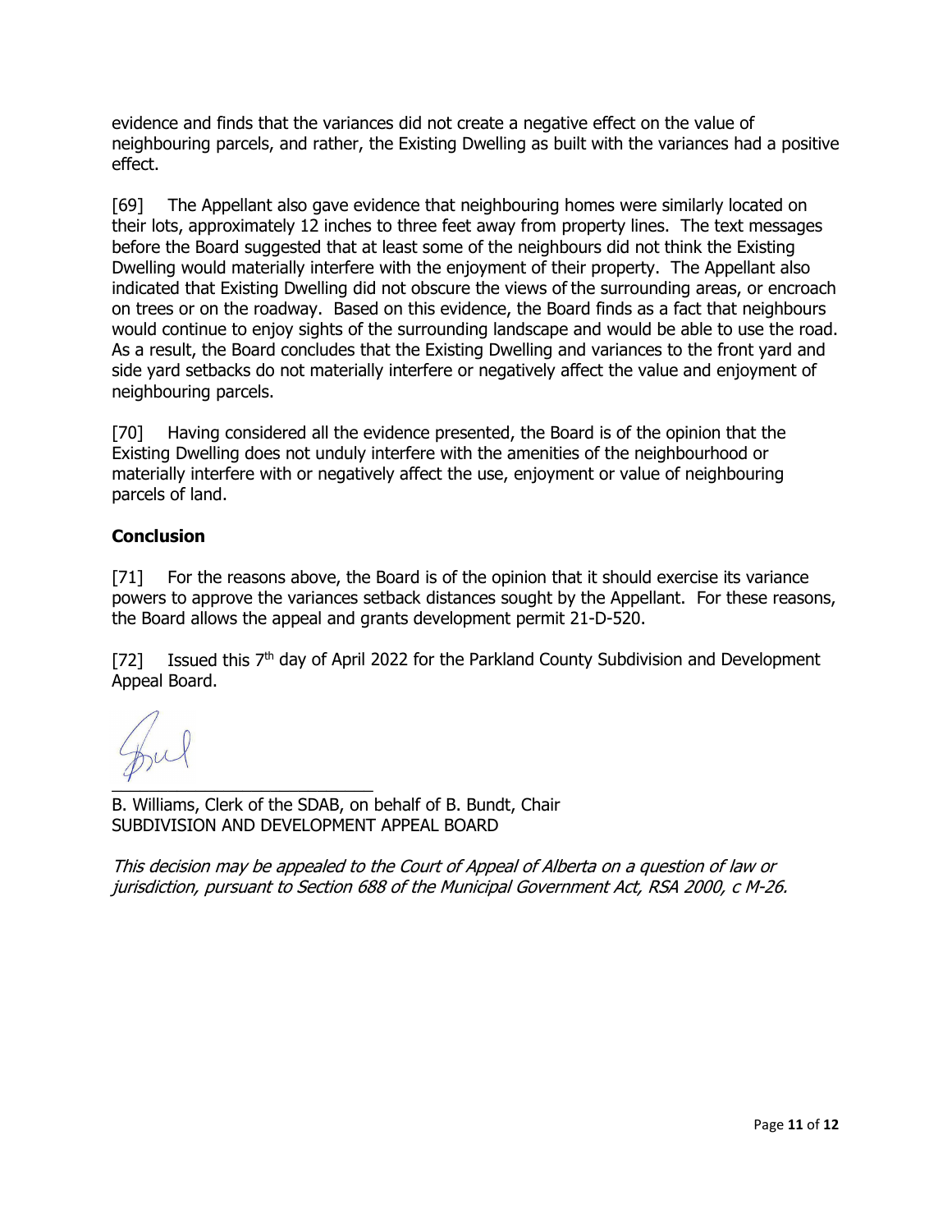evidence and finds that the variances did not create a negative effect on the value of neighbouring parcels, and rather, the Existing Dwelling as built with the variances had a positive effect.

[69] The Appellant also gave evidence that neighbouring homes were similarly located on their lots, approximately 12 inches to three feet away from property lines. The text messages before the Board suggested that at least some of the neighbours did not think the Existing Dwelling would materially interfere with the enjoyment of their property. The Appellant also indicated that Existing Dwelling did not obscure the views of the surrounding areas, or encroach on trees or on the roadway. Based on this evidence, the Board finds as a fact that neighbours would continue to enjoy sights of the surrounding landscape and would be able to use the road. As a result, the Board concludes that the Existing Dwelling and variances to the front yard and side yard setbacks do not materially interfere or negatively affect the value and enjoyment of neighbouring parcels.

[70] Having considered all the evidence presented, the Board is of the opinion that the Existing Dwelling does not unduly interfere with the amenities of the neighbourhood or materially interfere with or negatively affect the use, enjoyment or value of neighbouring parcels of land.

## Conclusion

[71] For the reasons above, the Board is of the opinion that it should exercise its variance powers to approve the variances setback distances sought by the Appellant. For these reasons, the Board allows the appeal and grants development permit 21-D-520.

[72] Issued this 7th day of April 2022 for the Parkland County Subdivision and Development Appeal Board.

\_\_\_\_\_\_\_\_\_\_\_\_\_\_\_\_\_\_\_\_\_\_\_\_\_\_\_\_

B. Williams, Clerk of the SDAB, on behalf of B. Bundt, Chair
SUBDIVISION AND DEVELOPMENT APPEAL BOARD

*This decision may be appealed to the Court of Appeal of Alberta on a question of law or jurisdiction, pursuant to Section 688 of the Municipal Government Act, RSA 2000, c M-26.*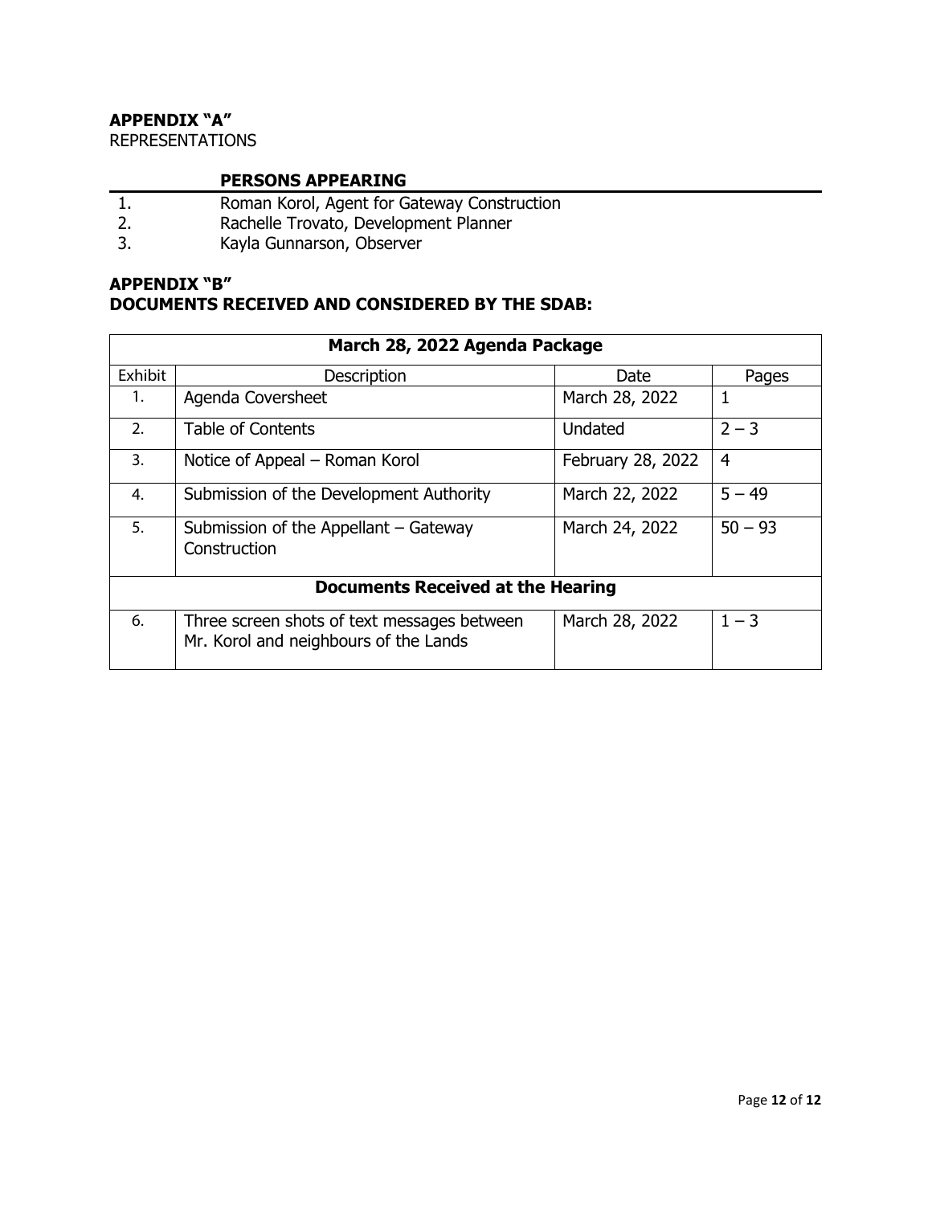**APPENDIX "A"**
REPRESENTATIONS

| | **PERSONS APPEARING** |
|---|---|
| 1. | Roman Korol, Agent for Gateway Construction |
| 2. | Rachelle Trovato, Development Planner |
| 3. | Kayla Gunnarson, Observer |

**APPENDIX "B"**
**DOCUMENTS RECEIVED AND CONSIDERED BY THE SDAB:**

| **March 28, 2022 Agenda Package** | | | |
|---|---|---|---|
| Exhibit | Description | Date | Pages |
| 1. | Agenda Coversheet | March 28, 2022 | 1 |
| 2. | Table of Contents | Undated | 2 – 3 |
| 3. | Notice of Appeal – Roman Korol | February 28, 2022 | 4 |
| 4. | Submission of the Development Authority | March 22, 2022 | 5 – 49 |
| 5. | Submission of the Appellant – Gateway Construction | March 24, 2022 | 50 – 93 |
| **Documents Received at the Hearing** | | | |
| 6. | Three screen shots of text messages between Mr. Korol and neighbours of the Lands | March 28, 2022 | 1 – 3 |